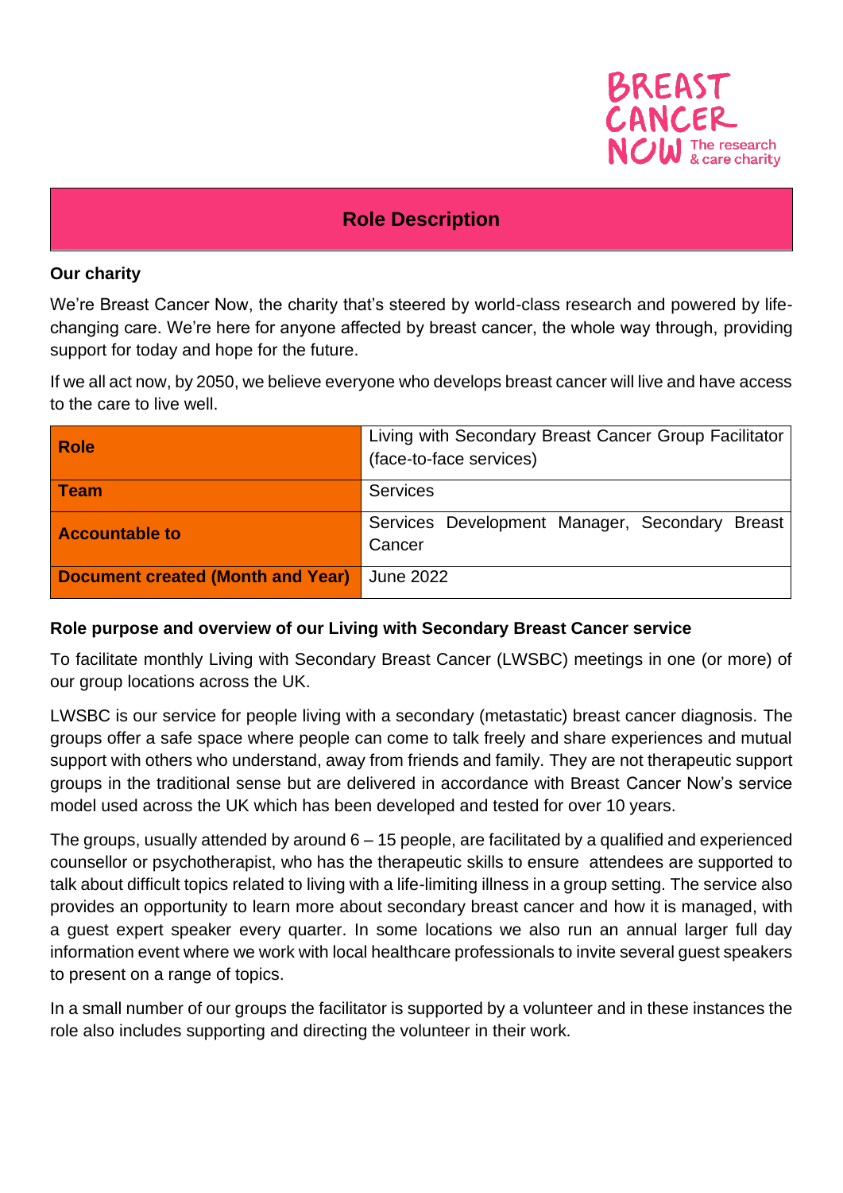# Role Description

**Our charity**

We're Breast Cancer Now, the charity that's steered by world-class research and powered by life-changing care. We're here for anyone affected by breast cancer, the whole way through, providing support for today and hope for the future.

If we all act now, by 2050, we believe everyone who develops breast cancer will live and have access to the care to live well.

| | |
|---|---|
| **Role** | Living with Secondary Breast Cancer Group Facilitator (face-to-face services) |
| **Team** | Services |
| **Accountable to** | Services Development Manager, Secondary Breast Cancer |
| **Document created (Month and Year)** | June 2022 |

**Role purpose and overview of our Living with Secondary Breast Cancer service**

To facilitate monthly Living with Secondary Breast Cancer (LWSBC) meetings in one (or more) of our group locations across the UK.

LWSBC is our service for people living with a secondary (metastatic) breast cancer diagnosis. The groups offer a safe space where people can come to talk freely and share experiences and mutual support with others who understand, away from friends and family. They are not therapeutic support groups in the traditional sense but are delivered in accordance with Breast Cancer Now's service model used across the UK which has been developed and tested for over 10 years.

The groups, usually attended by around 6 – 15 people, are facilitated by a qualified and experienced counsellor or psychotherapist, who has the therapeutic skills to ensure attendees are supported to talk about difficult topics related to living with a life-limiting illness in a group setting. The service also provides an opportunity to learn more about secondary breast cancer and how it is managed, with a guest expert speaker every quarter. In some locations we also run an annual larger full day information event where we work with local healthcare professionals to invite several guest speakers to present on a range of topics.

In a small number of our groups the facilitator is supported by a volunteer and in these instances the role also includes supporting and directing the volunteer in their work.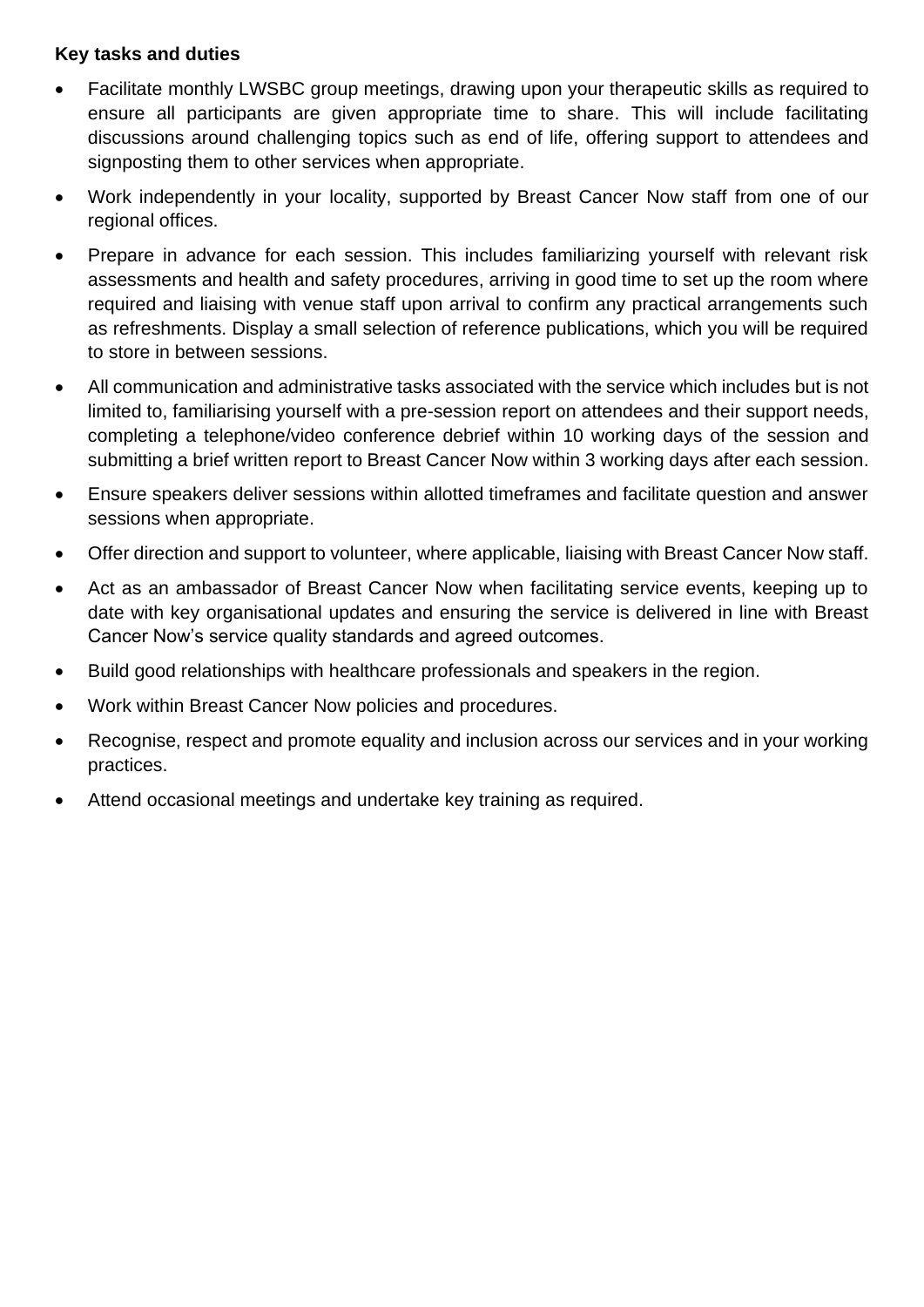**Key tasks and duties**

- Facilitate monthly LWSBC group meetings, drawing upon your therapeutic skills as required to ensure all participants are given appropriate time to share. This will include facilitating discussions around challenging topics such as end of life, offering support to attendees and signposting them to other services when appropriate.
- Work independently in your locality, supported by Breast Cancer Now staff from one of our regional offices.
- Prepare in advance for each session. This includes familiarizing yourself with relevant risk assessments and health and safety procedures, arriving in good time to set up the room where required and liaising with venue staff upon arrival to confirm any practical arrangements such as refreshments. Display a small selection of reference publications, which you will be required to store in between sessions.
- All communication and administrative tasks associated with the service which includes but is not limited to, familiarising yourself with a pre-session report on attendees and their support needs, completing a telephone/video conference debrief within 10 working days of the session and submitting a brief written report to Breast Cancer Now within 3 working days after each session.
- Ensure speakers deliver sessions within allotted timeframes and facilitate question and answer sessions when appropriate.
- Offer direction and support to volunteer, where applicable, liaising with Breast Cancer Now staff.
- Act as an ambassador of Breast Cancer Now when facilitating service events, keeping up to date with key organisational updates and ensuring the service is delivered in line with Breast Cancer Now's service quality standards and agreed outcomes.
- Build good relationships with healthcare professionals and speakers in the region.
- Work within Breast Cancer Now policies and procedures.
- Recognise, respect and promote equality and inclusion across our services and in your working practices.
- Attend occasional meetings and undertake key training as required.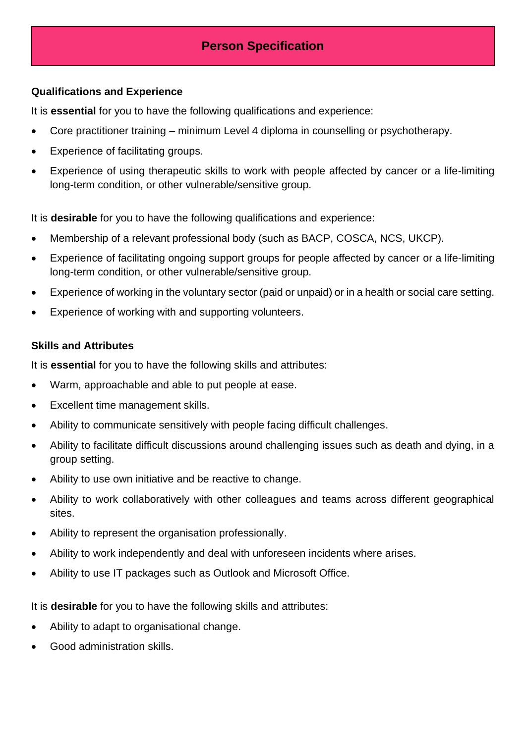# Person Specification

### Qualifications and Experience

It is **essential** for you to have the following qualifications and experience:

- Core practitioner training – minimum Level 4 diploma in counselling or psychotherapy.
- Experience of facilitating groups.
- Experience of using therapeutic skills to work with people affected by cancer or a life-limiting long-term condition, or other vulnerable/sensitive group.

It is **desirable** for you to have the following qualifications and experience:

- Membership of a relevant professional body (such as BACP, COSCA, NCS, UKCP).
- Experience of facilitating ongoing support groups for people affected by cancer or a life-limiting long-term condition, or other vulnerable/sensitive group.
- Experience of working in the voluntary sector (paid or unpaid) or in a health or social care setting.
- Experience of working with and supporting volunteers.

### Skills and Attributes

It is **essential** for you to have the following skills and attributes:

- Warm, approachable and able to put people at ease.
- Excellent time management skills.
- Ability to communicate sensitively with people facing difficult challenges.
- Ability to facilitate difficult discussions around challenging issues such as death and dying, in a group setting.
- Ability to use own initiative and be reactive to change.
- Ability to work collaboratively with other colleagues and teams across different geographical sites.
- Ability to represent the organisation professionally.
- Ability to work independently and deal with unforeseen incidents where arises.
- Ability to use IT packages such as Outlook and Microsoft Office.

It is **desirable** for you to have the following skills and attributes:

- Ability to adapt to organisational change.
- Good administration skills.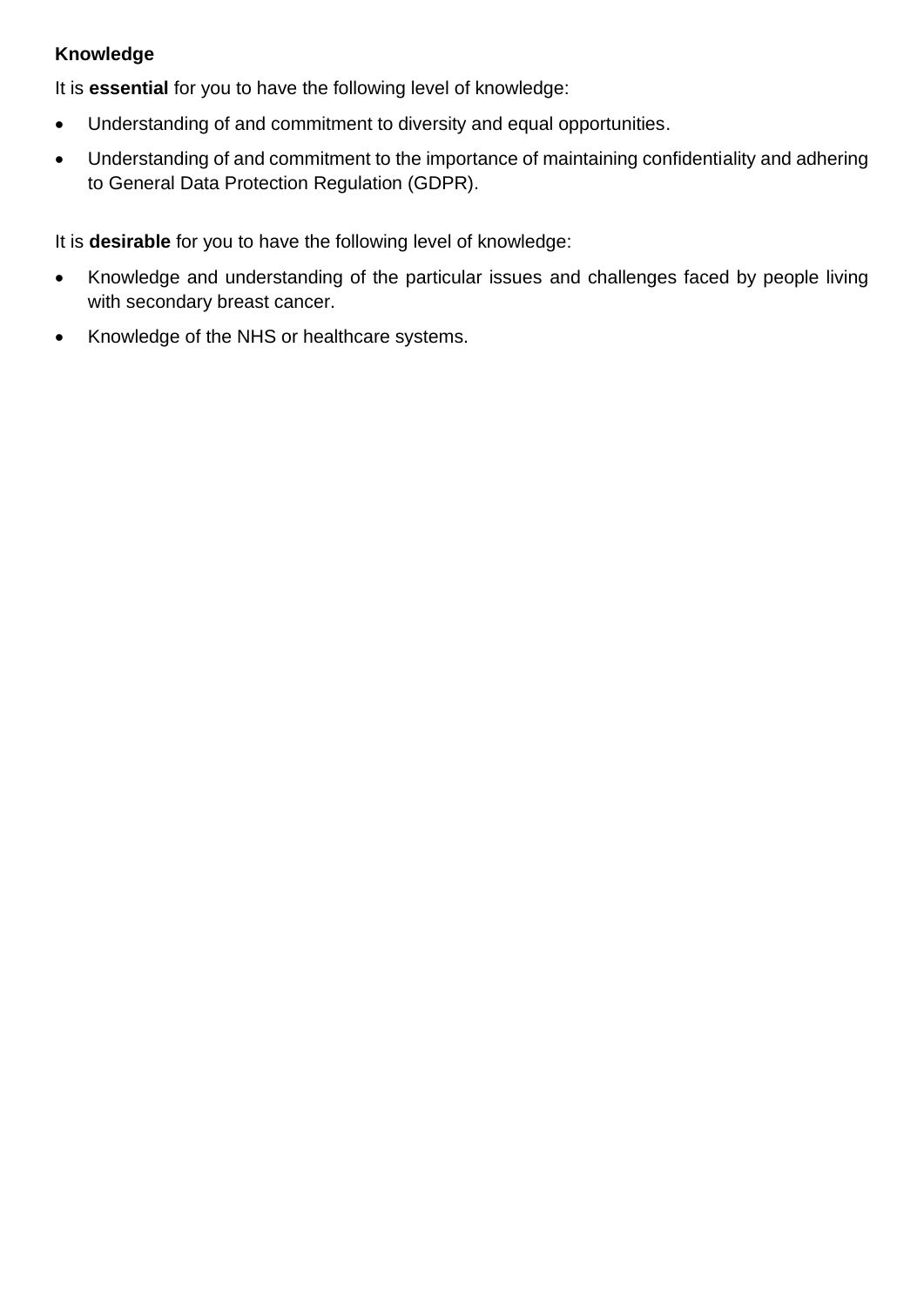**Knowledge**

It is **essential** for you to have the following level of knowledge:

- Understanding of and commitment to diversity and equal opportunities.
- Understanding of and commitment to the importance of maintaining confidentiality and adhering to General Data Protection Regulation (GDPR).

It is **desirable** for you to have the following level of knowledge:

- Knowledge and understanding of the particular issues and challenges faced by people living with secondary breast cancer.
- Knowledge of the NHS or healthcare systems.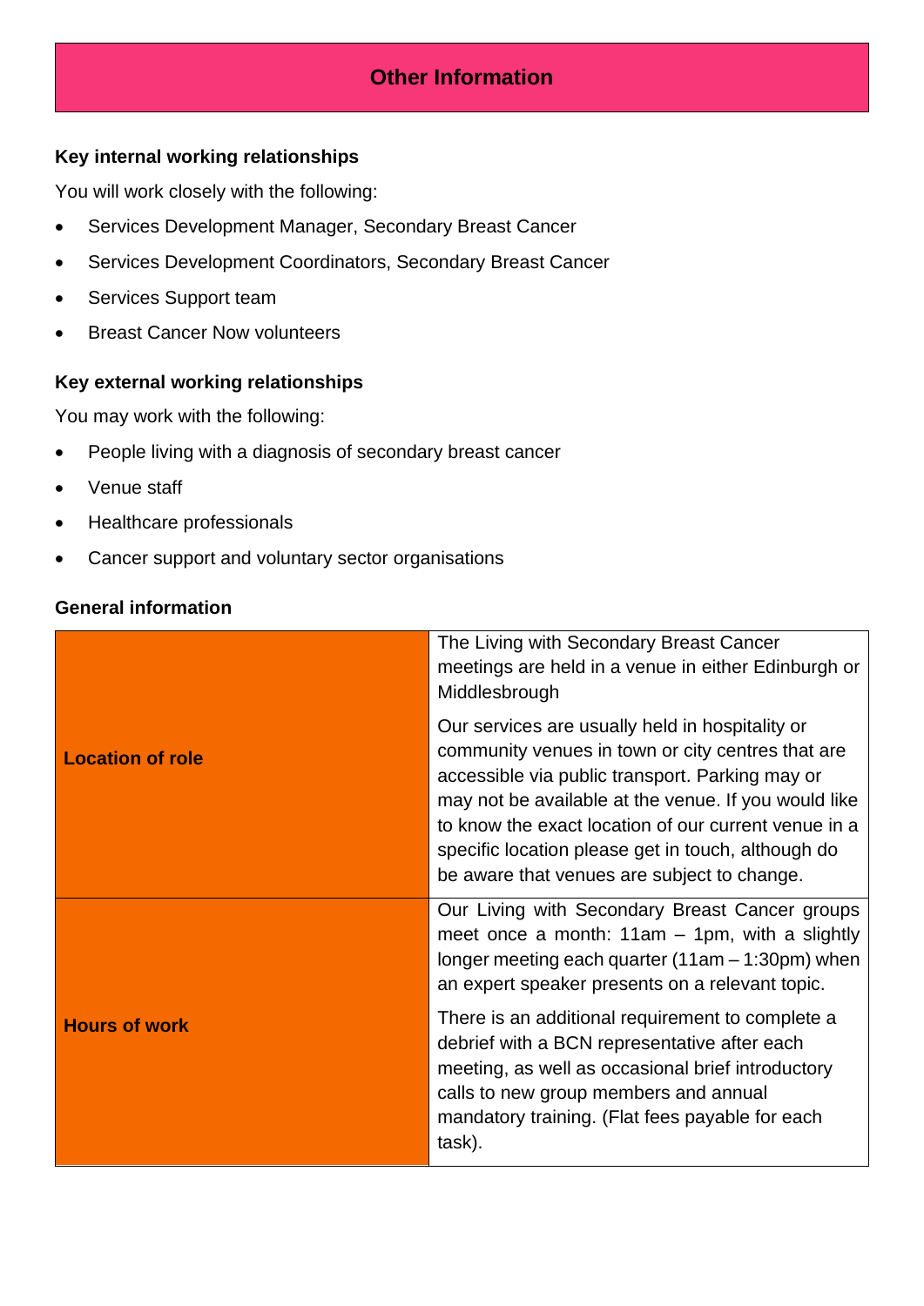## Other Information

### Key internal working relationships

You will work closely with the following:

- Services Development Manager, Secondary Breast Cancer
- Services Development Coordinators, Secondary Breast Cancer
- Services Support team
- Breast Cancer Now volunteers

### Key external working relationships

You may work with the following:

- People living with a diagnosis of secondary breast cancer
- Venue staff
- Healthcare professionals
- Cancer support and voluntary sector organisations

### General information

| | |
|---|---|
| **Location of role** | The Living with Secondary Breast Cancer meetings are held in a venue in either Edinburgh or Middlesbrough<br><br>Our services are usually held in hospitality or community venues in town or city centres that are accessible via public transport. Parking may or may not be available at the venue. If you would like to know the exact location of our current venue in a specific location please get in touch, although do be aware that venues are subject to change. |
| **Hours of work** | Our Living with Secondary Breast Cancer groups meet once a month: 11am – 1pm, with a slightly longer meeting each quarter (11am – 1:30pm) when an expert speaker presents on a relevant topic.<br><br>There is an additional requirement to complete a debrief with a BCN representative after each meeting, as well as occasional brief introductory calls to new group members and annual mandatory training. (Flat fees payable for each task). |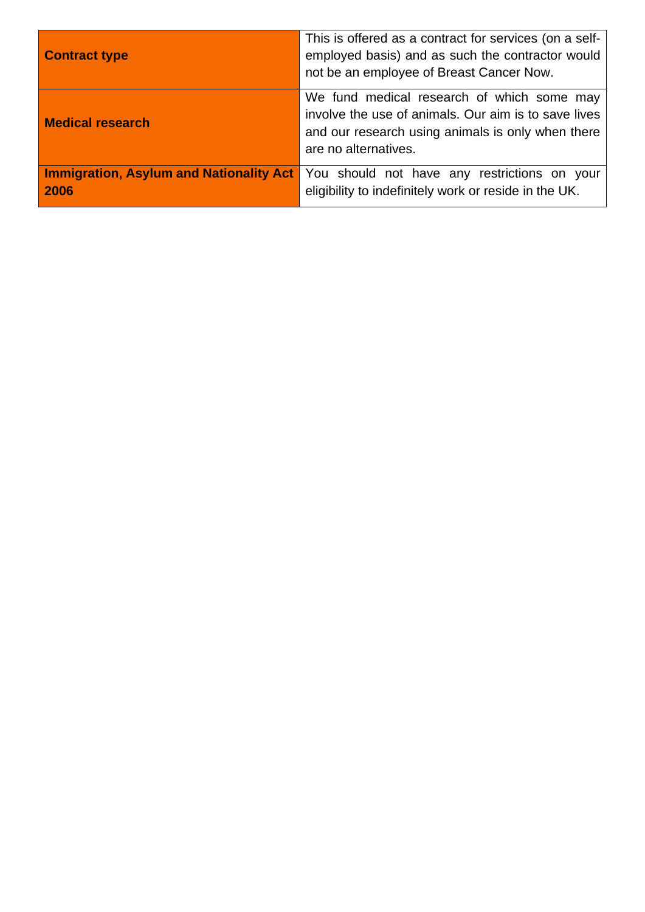| | |
|---|---|
| **Contract type** | This is offered as a contract for services (on a self-employed basis) and as such the contractor would not be an employee of Breast Cancer Now. |
| **Medical research** | We fund medical research of which some may involve the use of animals. Our aim is to save lives and our research using animals is only when there are no alternatives. |
| **Immigration, Asylum and Nationality Act 2006** | You should not have any restrictions on your eligibility to indefinitely work or reside in the UK. |